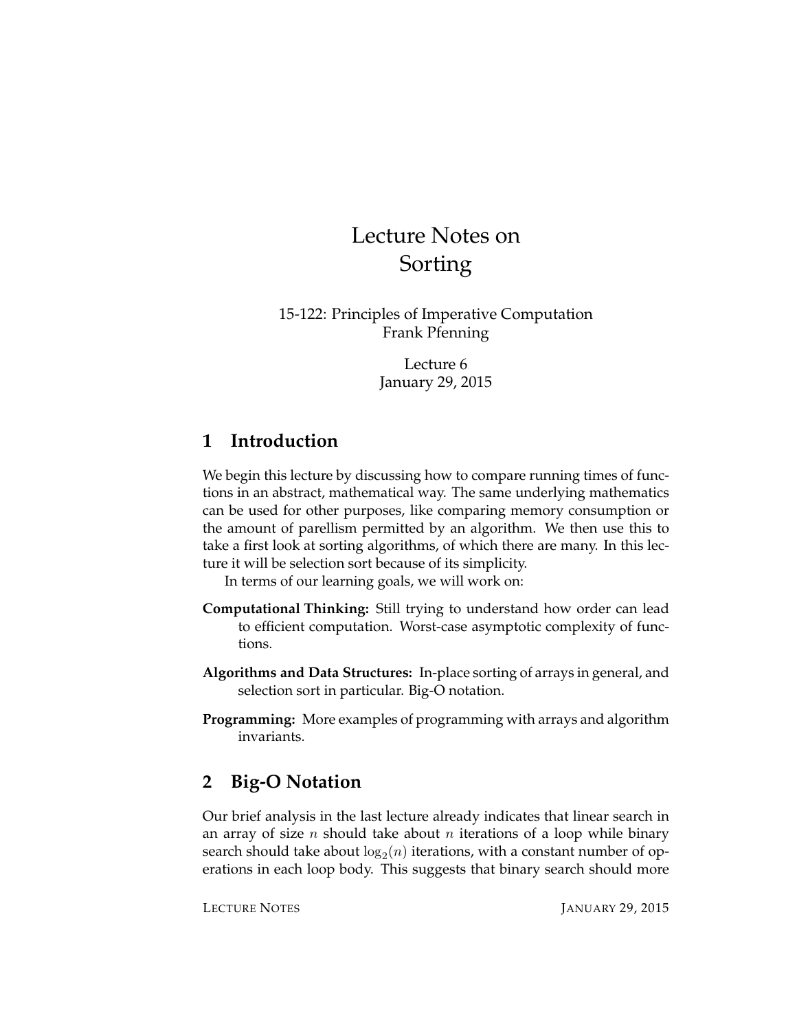# Lecture Notes on Sorting

15-122: Principles of Imperative Computation
Frank Pfenning

Lecture 6
January 29, 2015

## 1 Introduction

We begin this lecture by discussing how to compare running times of functions in an abstract, mathematical way. The same underlying mathematics can be used for other purposes, like comparing memory consumption or the amount of parellism permitted by an algorithm. We then use this to take a first look at sorting algorithms, of which there are many. In this lecture it will be selection sort because of its simplicity.

In terms of our learning goals, we will work on:

**Computational Thinking:** Still trying to understand how order can lead to efficient computation. Worst-case asymptotic complexity of functions.

**Algorithms and Data Structures:** In-place sorting of arrays in general, and selection sort in particular. Big-O notation.

**Programming:** More examples of programming with arrays and algorithm invariants.

## 2 Big-O Notation

Our brief analysis in the last lecture already indicates that linear search in an array of size $n$ should take about $n$ iterations of a loop while binary search should take about $\log_2(n)$ iterations, with a constant number of operations in each loop body. This suggests that binary search should more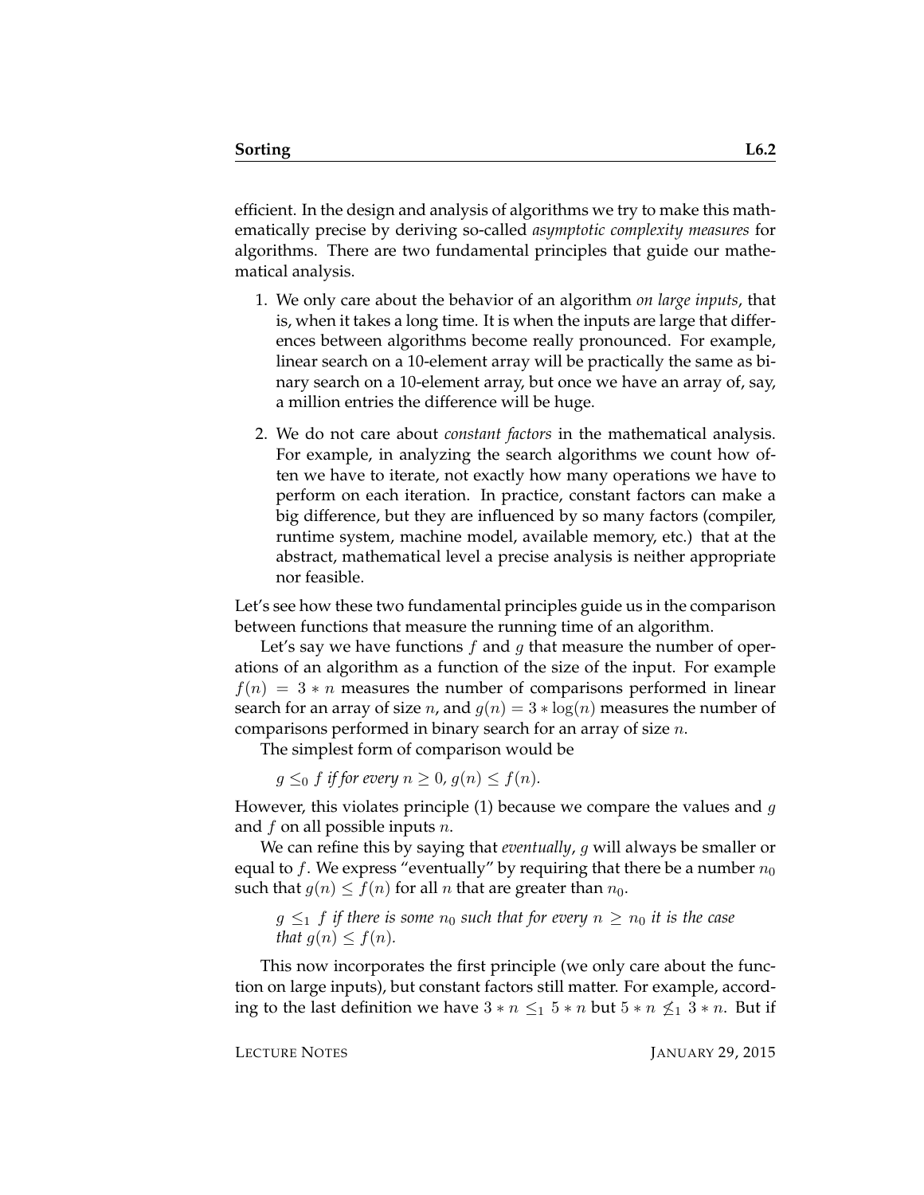efficient. In the design and analysis of algorithms we try to make this mathematically precise by deriving so-called *asymptotic complexity measures* for algorithms. There are two fundamental principles that guide our mathematical analysis.

1. We only care about the behavior of an algorithm *on large inputs*, that is, when it takes a long time. It is when the inputs are large that differences between algorithms become really pronounced. For example, linear search on a 10-element array will be practically the same as binary search on a 10-element array, but once we have an array of, say, a million entries the difference will be huge.

2. We do not care about *constant factors* in the mathematical analysis. For example, in analyzing the search algorithms we count how often we have to iterate, not exactly how many operations we have to perform on each iteration. In practice, constant factors can make a big difference, but they are influenced by so many factors (compiler, runtime system, machine model, available memory, etc.) that at the abstract, mathematical level a precise analysis is neither appropriate nor feasible.

Let's see how these two fundamental principles guide us in the comparison between functions that measure the running time of an algorithm.

Let's say we have functions $f$ and $g$ that measure the number of operations of an algorithm as a function of the size of the input. For example $f(n) = 3 * n$ measures the number of comparisons performed in linear search for an array of size $n$, and $g(n) = 3 * \log(n)$ measures the number of comparisons performed in binary search for an array of size $n$.

The simplest form of comparison would be

> $g \leq_0 f$ *if for every* $n \geq 0$, $g(n) \leq f(n)$.

However, this violates principle (1) because we compare the values and $g$ and $f$ on all possible inputs $n$.

We can refine this by saying that *eventually*, $g$ will always be smaller or equal to $f$. We express "eventually" by requiring that there be a number $n_0$ such that $g(n) \leq f(n)$ for all $n$ that are greater than $n_0$.

> $g \leq_1 f$ *if there is some* $n_0$ *such that for every* $n \geq n_0$ *it is the case that* $g(n) \leq f(n)$.

This now incorporates the first principle (we only care about the function on large inputs), but constant factors still matter. For example, according to the last definition we have $3 * n \leq_1 5 * n$ but $5 * n \not\leq_1 3 * n$. But if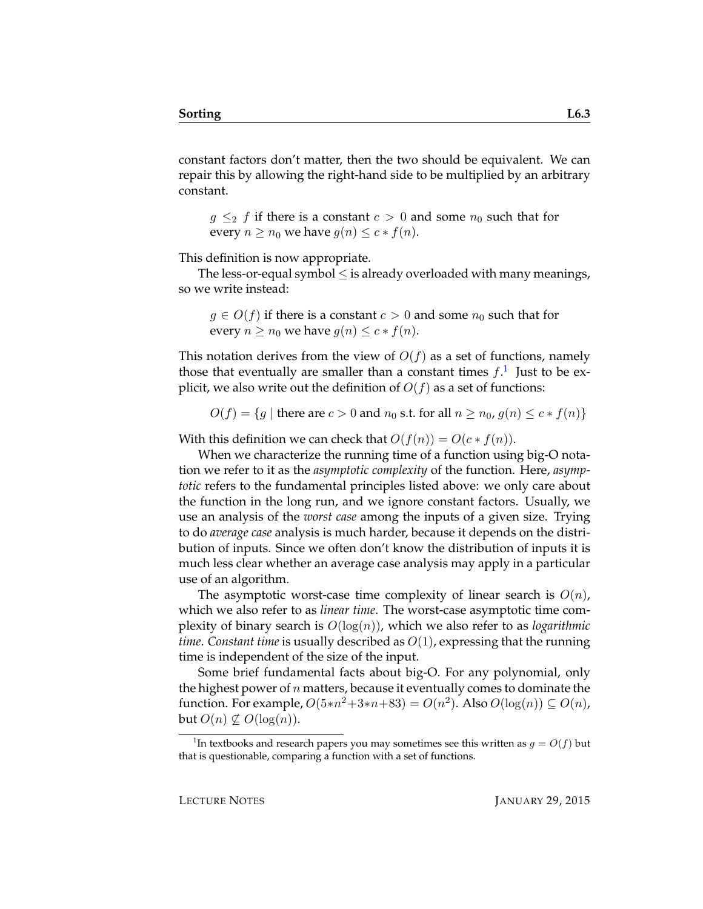constant factors don't matter, then the two should be equivalent. We can repair this by allowing the right-hand side to be multiplied by an arbitrary constant.

> $g \leq_2 f$ if there is a constant $c > 0$ and some $n_0$ such that for every $n \geq n_0$ we have $g(n) \leq c * f(n)$.

This definition is now appropriate.

The less-or-equal symbol $\leq$ is already overloaded with many meanings, so we write instead:

> $g \in O(f)$ if there is a constant $c > 0$ and some $n_0$ such that for every $n \geq n_0$ we have $g(n) \leq c * f(n)$.

This notation derives from the view of $O(f)$ as a set of functions, namely those that eventually are smaller than a constant times $f$.[1] Just to be explicit, we also write out the definition of $O(f)$ as a set of functions:

$$O(f) = \{g \mid \text{there are } c > 0 \text{ and } n_0 \text{ s.t. for all } n \geq n_0,\, g(n) \leq c * f(n)\}$$

With this definition we can check that $O(f(n)) = O(c * f(n))$.

When we characterize the running time of a function using big-O notation we refer to it as the *asymptotic complexity* of the function. Here, *asymptotic* refers to the fundamental principles listed above: we only care about the function in the long run, and we ignore constant factors. Usually, we use an analysis of the *worst case* among the inputs of a given size. Trying to do *average case* analysis is much harder, because it depends on the distribution of inputs. Since we often don't know the distribution of inputs it is much less clear whether an average case analysis may apply in a particular use of an algorithm.

The asymptotic worst-case time complexity of linear search is $O(n)$, which we also refer to as *linear time*. The worst-case asymptotic time complexity of binary search is $O(\log(n))$, which we also refer to as *logarithmic time*. *Constant time* is usually described as $O(1)$, expressing that the running time is independent of the size of the input.

Some brief fundamental facts about big-O. For any polynomial, only the highest power of $n$ matters, because it eventually comes to dominate the function. For example, $O(5*n^2+3*n+83) = O(n^2)$. Also $O(\log(n)) \subseteq O(n)$, but $O(n) \not\subseteq O(\log(n))$.

[1] In textbooks and research papers you may sometimes see this written as $g = O(f)$ but that is questionable, comparing a function with a set of functions.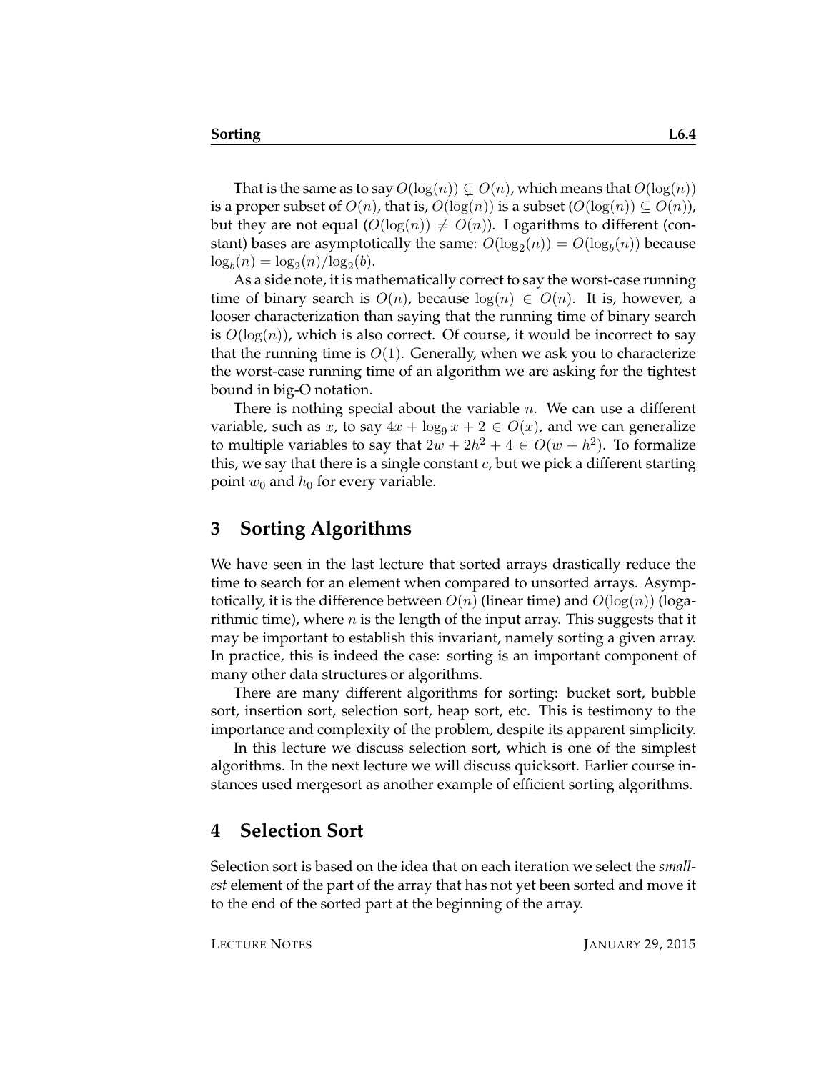That is the same as to say $O(\log(n)) \subsetneq O(n)$, which means that $O(\log(n))$ is a proper subset of $O(n)$, that is, $O(\log(n))$ is a subset ($O(\log(n)) \subseteq O(n)$), but they are not equal ($O(\log(n)) \neq O(n)$). Logarithms to different (constant) bases are asymptotically the same: $O(\log_2(n)) = O(\log_b(n))$ because $\log_b(n) = \log_2(n)/\log_2(b)$.

As a side note, it is mathematically correct to say the worst-case running time of binary search is $O(n)$, because $\log(n) \in O(n)$. It is, however, a looser characterization than saying that the running time of binary search is $O(\log(n))$, which is also correct. Of course, it would be incorrect to say that the running time is $O(1)$. Generally, when we ask you to characterize the worst-case running time of an algorithm we are asking for the tightest bound in big-O notation.

There is nothing special about the variable $n$. We can use a different variable, such as $x$, to say $4x + \log_9 x + 2 \in O(x)$, and we can generalize to multiple variables to say that $2w + 2h^2 + 4 \in O(w + h^2)$. To formalize this, we say that there is a single constant $c$, but we pick a different starting point $w_0$ and $h_0$ for every variable.

## 3 Sorting Algorithms

We have seen in the last lecture that sorted arrays drastically reduce the time to search for an element when compared to unsorted arrays. Asymptotically, it is the difference between $O(n)$ (linear time) and $O(\log(n))$ (logarithmic time), where $n$ is the length of the input array. This suggests that it may be important to establish this invariant, namely sorting a given array. In practice, this is indeed the case: sorting is an important component of many other data structures or algorithms.

There are many different algorithms for sorting: bucket sort, bubble sort, insertion sort, selection sort, heap sort, etc. This is testimony to the importance and complexity of the problem, despite its apparent simplicity.

In this lecture we discuss selection sort, which is one of the simplest algorithms. In the next lecture we will discuss quicksort. Earlier course instances used mergesort as another example of efficient sorting algorithms.

## 4 Selection Sort

Selection sort is based on the idea that on each iteration we select the *smallest* element of the part of the array that has not yet been sorted and move it to the end of the sorted part at the beginning of the array.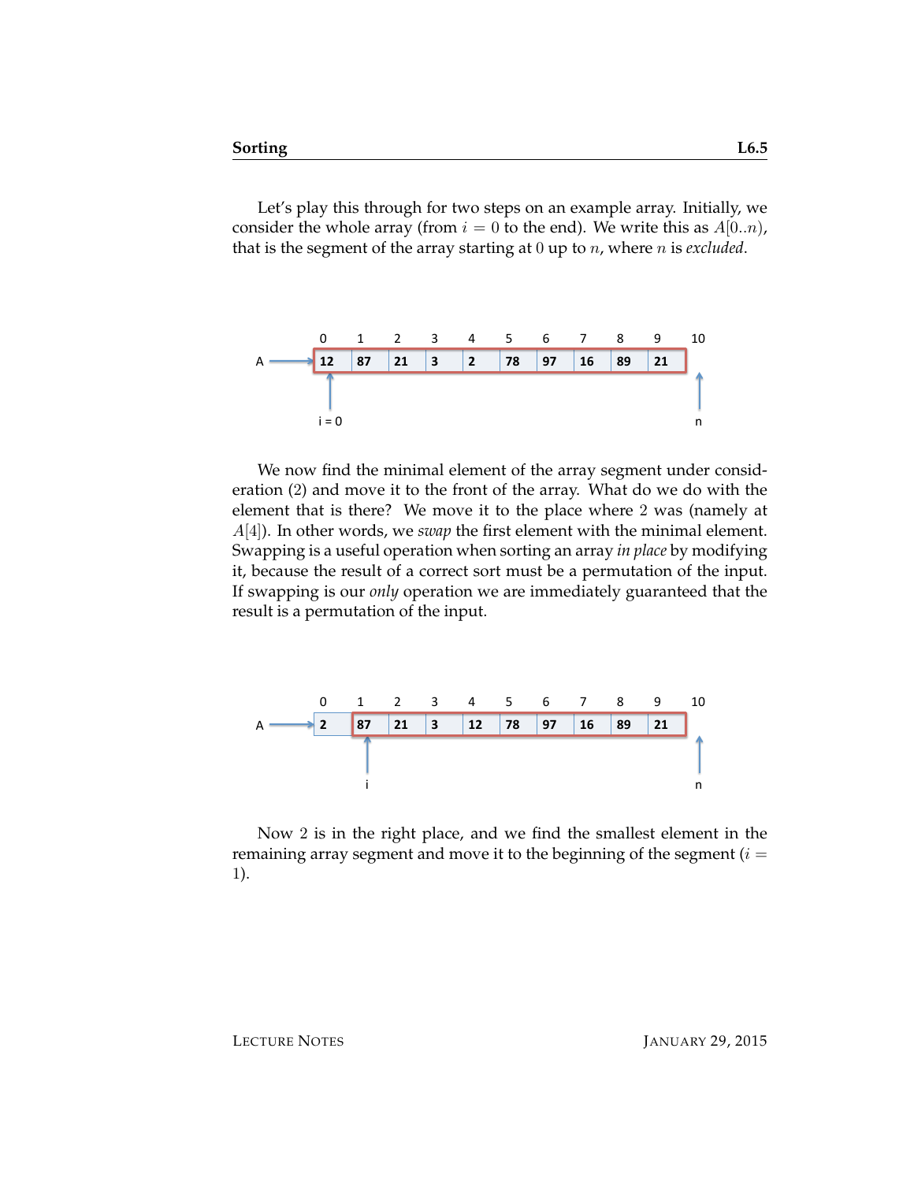Let's play this through for two steps on an example array. Initially, we consider the whole array (from $i = 0$ to the end). We write this as $A[0..n)$, that is the segment of the array starting at 0 up to $n$, where $n$ is *excluded*.

| 0 | 1 | 2 | 3 | 4 | 5 | 6 | 7 | 8 | 9 | 10 |
|---|---|---|---|---|---|---|---|---|---|---|
| 12 | 87 | 21 | 3 | 2 | 78 | 97 | 16 | 89 | 21 | |
| i = 0 | | | | | | | | | | n |

We now find the minimal element of the array segment under consideration (2) and move it to the front of the array. What do we do with the element that is there? We move it to the place where 2 was (namely at $A[4]$). In other words, we *swap* the first element with the minimal element. Swapping is a useful operation when sorting an array *in place* by modifying it, because the result of a correct sort must be a permutation of the input. If swapping is our *only* operation we are immediately guaranteed that the result is a permutation of the input.

| 0 | 1 | 2 | 3 | 4 | 5 | 6 | 7 | 8 | 9 | 10 |
|---|---|---|---|---|---|---|---|---|---|---|
| 2 | 87 | 21 | 3 | 12 | 78 | 97 | 16 | 89 | 21 | |
| | i | | | | | | | | | n |

Now 2 is in the right place, and we find the smallest element in the remaining array segment and move it to the beginning of the segment ($i = 1$).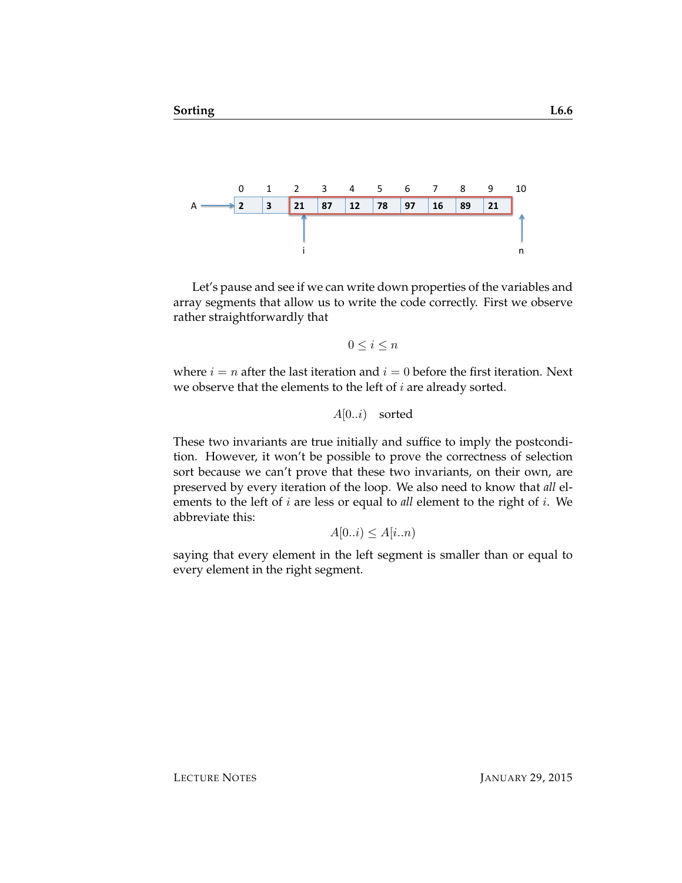Let's pause and see if we can write down properties of the variables and array segments that allow us to write the code correctly. First we observe rather straightforwardly that

$$0 \leq i \leq n$$

where $i = n$ after the last iteration and $i = 0$ before the first iteration. Next we observe that the elements to the left of $i$ are already sorted.

$$A[0..i) \quad \text{sorted}$$

These two invariants are true initially and suffice to imply the postcondition. However, it won't be possible to prove the correctness of selection sort because we can't prove that these two invariants, on their own, are preserved by every iteration of the loop. We also need to know that *all* elements to the left of $i$ are less or equal to *all* element to the right of $i$. We abbreviate this:

$$A[0..i) \leq A[i..n)$$

saying that every element in the left segment is smaller than or equal to every element in the right segment.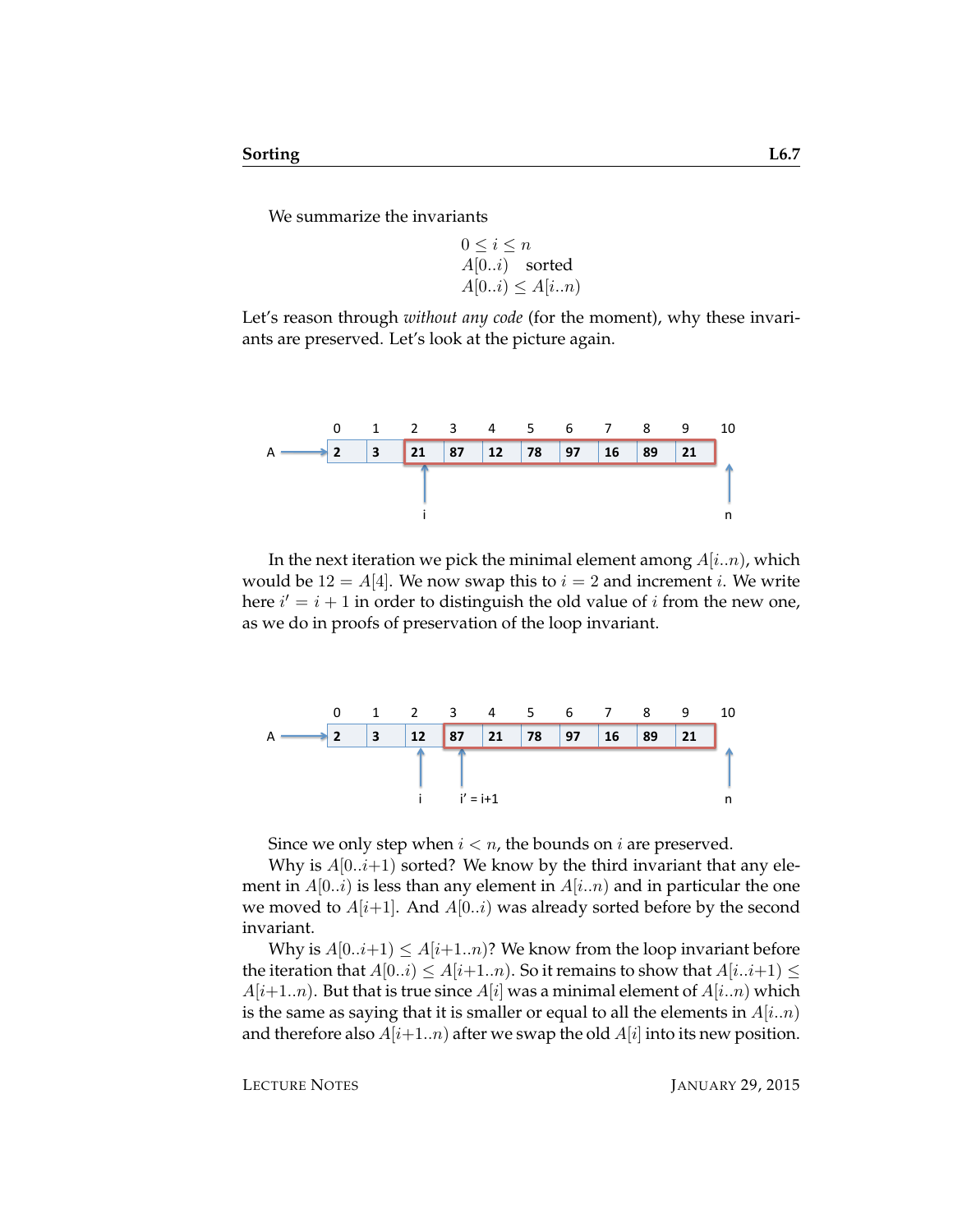We summarize the invariants

$$
\begin{array}{l}
0 \leq i \leq n \\
A[0..i) \quad \text{sorted} \\
A[0..i) \leq A[i..n)
\end{array}
$$

Let's reason through *without any code* (for the moment), why these invariants are preserved. Let's look at the picture again.

In the next iteration we pick the minimal element among $A[i..n)$, which would be $12 = A[4]$. We now swap this to $i = 2$ and increment $i$. We write here $i' = i + 1$ in order to distinguish the old value of $i$ from the new one, as we do in proofs of preservation of the loop invariant.

Since we only step when $i < n$, the bounds on $i$ are preserved.

Why is $A[0..i{+}1)$ sorted? We know by the third invariant that any element in $A[0..i)$ is less than any element in $A[i..n)$ and in particular the one we moved to $A[i{+}1]$. And $A[0..i)$ was already sorted before by the second invariant.

Why is $A[0..i{+}1) \leq A[i{+}1..n)$? We know from the loop invariant before the iteration that $A[0..i) \leq A[i{+}1..n)$. So it remains to show that $A[i..i{+}1) \leq A[i{+}1..n)$. But that is true since $A[i]$ was a minimal element of $A[i..n)$ which is the same as saying that it is smaller or equal to all the elements in $A[i..n)$ and therefore also $A[i{+}1..n)$ after we swap the old $A[i]$ into its new position.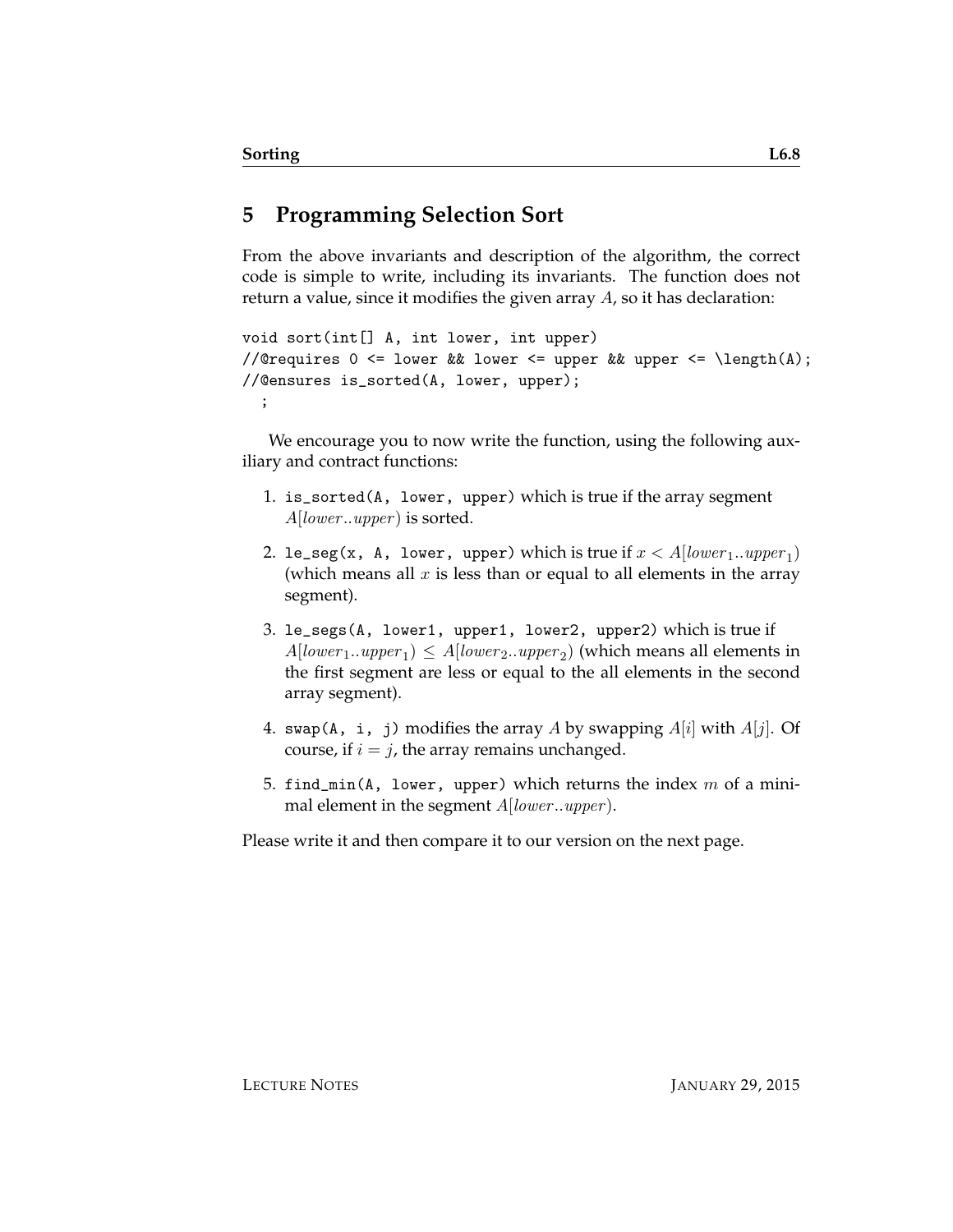## 5 Programming Selection Sort

From the above invariants and description of the algorithm, the correct code is simple to write, including its invariants. The function does not return a value, since it modifies the given array $A$, so it has declaration:

```
void sort(int[] A, int lower, int upper)
//@requires 0 <= lower && lower <= upper && upper <= \length(A);
//@ensures is_sorted(A, lower, upper);
  ;
```

We encourage you to now write the function, using the following auxiliary and contract functions:

1. `is_sorted(A, lower, upper)` which is true if the array segment $A[lower..upper)$ is sorted.
2. `le_seg(x, A, lower, upper)` which is true if $x < A[lower_1..upper_1)$ (which means all $x$ is less than or equal to all elements in the array segment).
3. `le_segs(A, lower1, upper1, lower2, upper2)` which is true if $A[lower_1..upper_1) \leq A[lower_2..upper_2)$ (which means all elements in the first segment are less or equal to the all elements in the second array segment).
4. `swap(A, i, j)` modifies the array $A$ by swapping $A[i]$ with $A[j]$. Of course, if $i = j$, the array remains unchanged.
5. `find_min(A, lower, upper)` which returns the index $m$ of a minimal element in the segment $A[lower..upper)$.

Please write it and then compare it to our version on the next page.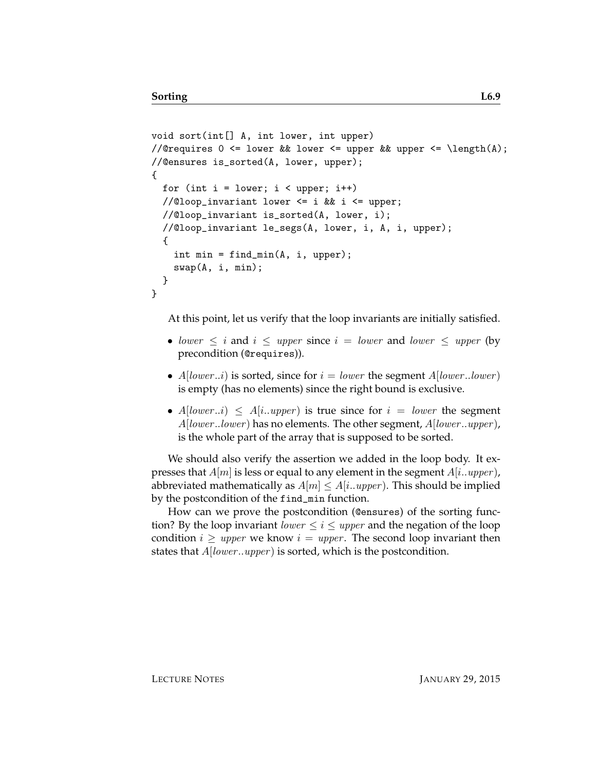```
void sort(int[] A, int lower, int upper)
//@requires 0 <= lower && lower <= upper && upper <= \length(A);
//@ensures is_sorted(A, lower, upper);
{
  for (int i = lower; i < upper; i++)
  //@loop_invariant lower <= i && i <= upper;
  //@loop_invariant is_sorted(A, lower, i);
  //@loop_invariant le_segs(A, lower, i, A, i, upper);
  {
    int min = find_min(A, i, upper);
    swap(A, i, min);
  }
}
```

At this point, let us verify that the loop invariants are initially satisfied.

- $lower \leq i$ and $i \leq upper$ since $i = lower$ and $lower \leq upper$ (by precondition (@requires)).
- $A[lower..i)$ is sorted, since for $i = lower$ the segment $A[lower..lower)$ is empty (has no elements) since the right bound is exclusive.
- $A[lower..i) \leq A[i..upper)$ is true since for $i = lower$ the segment $A[lower..lower)$ has no elements. The other segment, $A[lower..upper)$, is the whole part of the array that is supposed to be sorted.

We should also verify the assertion we added in the loop body. It expresses that $A[m]$ is less or equal to any element in the segment $A[i..upper)$, abbreviated mathematically as $A[m] \leq A[i..upper)$. This should be implied by the postcondition of the find_min function.

How can we prove the postcondition (@ensures) of the sorting function? By the loop invariant $lower \leq i \leq upper$ and the negation of the loop condition $i \geq upper$ we know $i = upper$. The second loop invariant then states that $A[lower..upper)$ is sorted, which is the postcondition.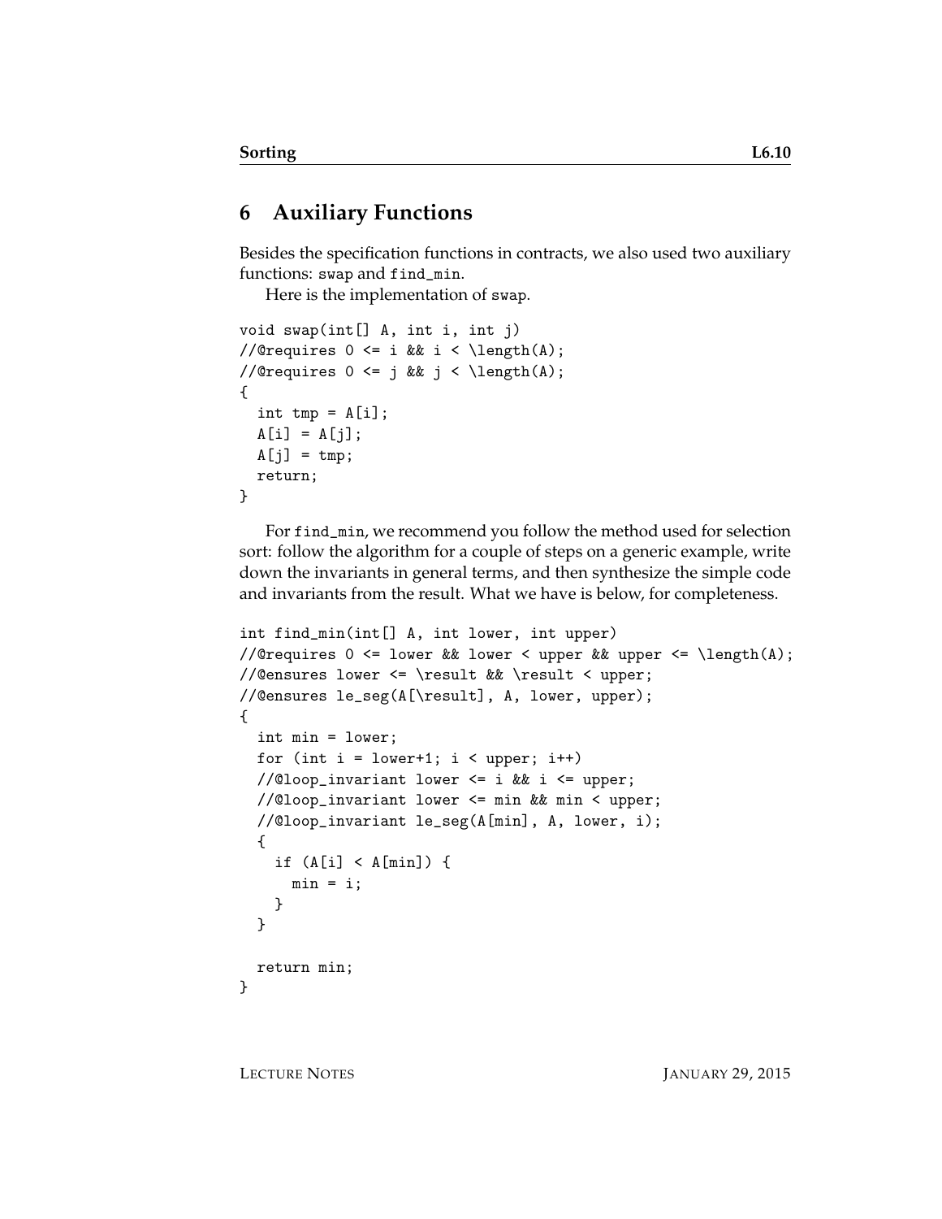# 6 Auxiliary Functions

Besides the specification functions in contracts, we also used two auxiliary functions: `swap` and `find_min`.

Here is the implementation of `swap`.

```
void swap(int[] A, int i, int j)
//@requires 0 <= i && i < \length(A);
//@requires 0 <= j && j < \length(A);
{
  int tmp = A[i];
  A[i] = A[j];
  A[j] = tmp;
  return;
}
```

For `find_min`, we recommend you follow the method used for selection sort: follow the algorithm for a couple of steps on a generic example, write down the invariants in general terms, and then synthesize the simple code and invariants from the result. What we have is below, for completeness.

```
int find_min(int[] A, int lower, int upper)
//@requires 0 <= lower && lower < upper && upper <= \length(A);
//@ensures lower <= \result && \result < upper;
//@ensures le_seg(A[\result], A, lower, upper);
{
  int min = lower;
  for (int i = lower+1; i < upper; i++)
  //@loop_invariant lower <= i && i <= upper;
  //@loop_invariant lower <= min && min < upper;
  //@loop_invariant le_seg(A[min], A, lower, i);
  {
    if (A[i] < A[min]) {
      min = i;
    }
  }

  return min;
}
```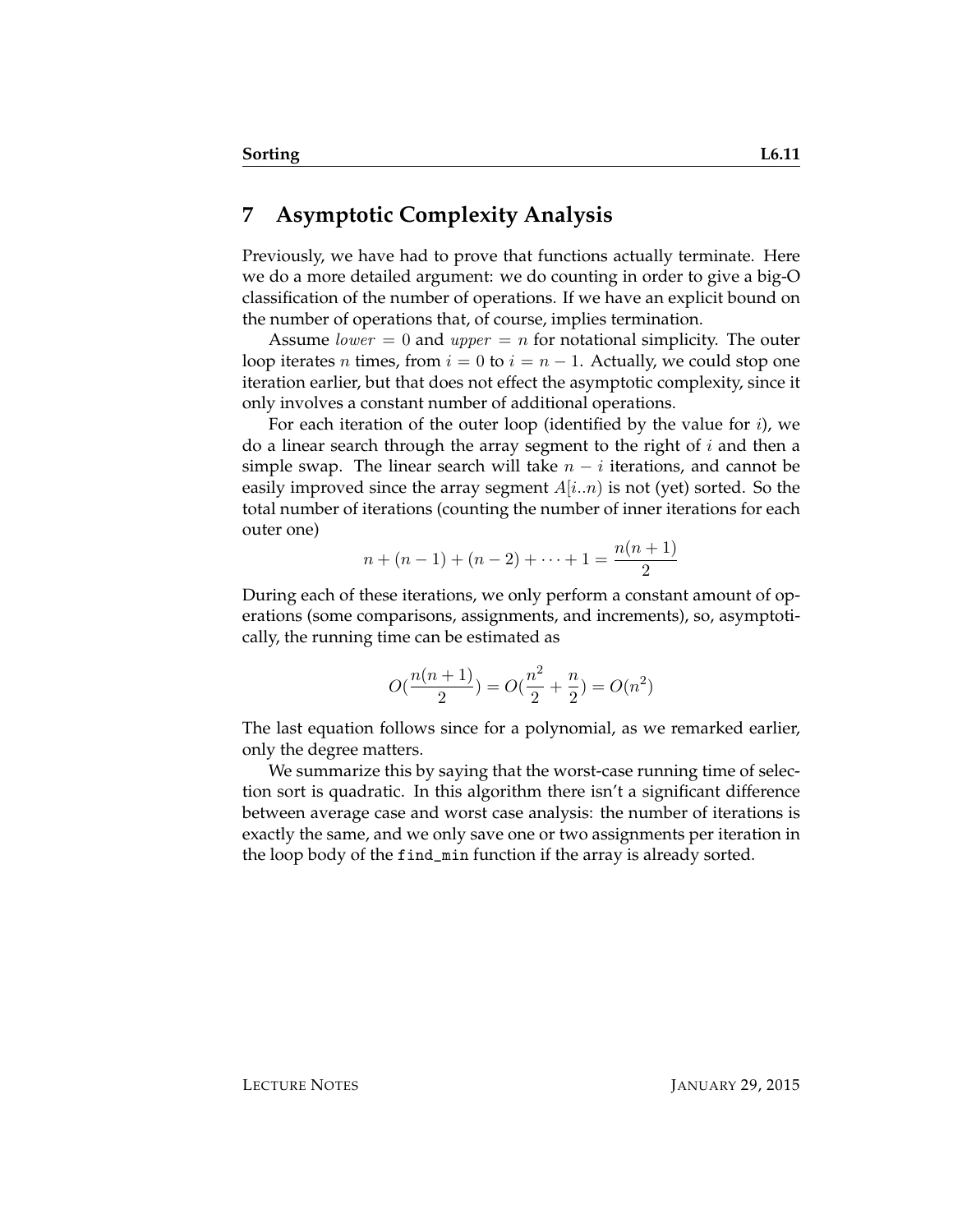## 7 Asymptotic Complexity Analysis

Previously, we have had to prove that functions actually terminate. Here we do a more detailed argument: we do counting in order to give a big-O classification of the number of operations. If we have an explicit bound on the number of operations that, of course, implies termination.

Assume $lower = 0$ and $upper = n$ for notational simplicity. The outer loop iterates $n$ times, from $i = 0$ to $i = n - 1$. Actually, we could stop one iteration earlier, but that does not effect the asymptotic complexity, since it only involves a constant number of additional operations.

For each iteration of the outer loop (identified by the value for $i$), we do a linear search through the array segment to the right of $i$ and then a simple swap. The linear search will take $n - i$ iterations, and cannot be easily improved since the array segment $A[i..n)$ is not (yet) sorted. So the total number of iterations (counting the number of inner iterations for each outer one)

$$n + (n-1) + (n-2) + \cdots + 1 = \frac{n(n+1)}{2}$$

During each of these iterations, we only perform a constant amount of operations (some comparisons, assignments, and increments), so, asymptotically, the running time can be estimated as

$$O(\frac{n(n+1)}{2}) = O(\frac{n^2}{2} + \frac{n}{2}) = O(n^2)$$

The last equation follows since for a polynomial, as we remarked earlier, only the degree matters.

We summarize this by saying that the worst-case running time of selection sort is quadratic. In this algorithm there isn't a significant difference between average case and worst case analysis: the number of iterations is exactly the same, and we only save one or two assignments per iteration in the loop body of the `find_min` function if the array is already sorted.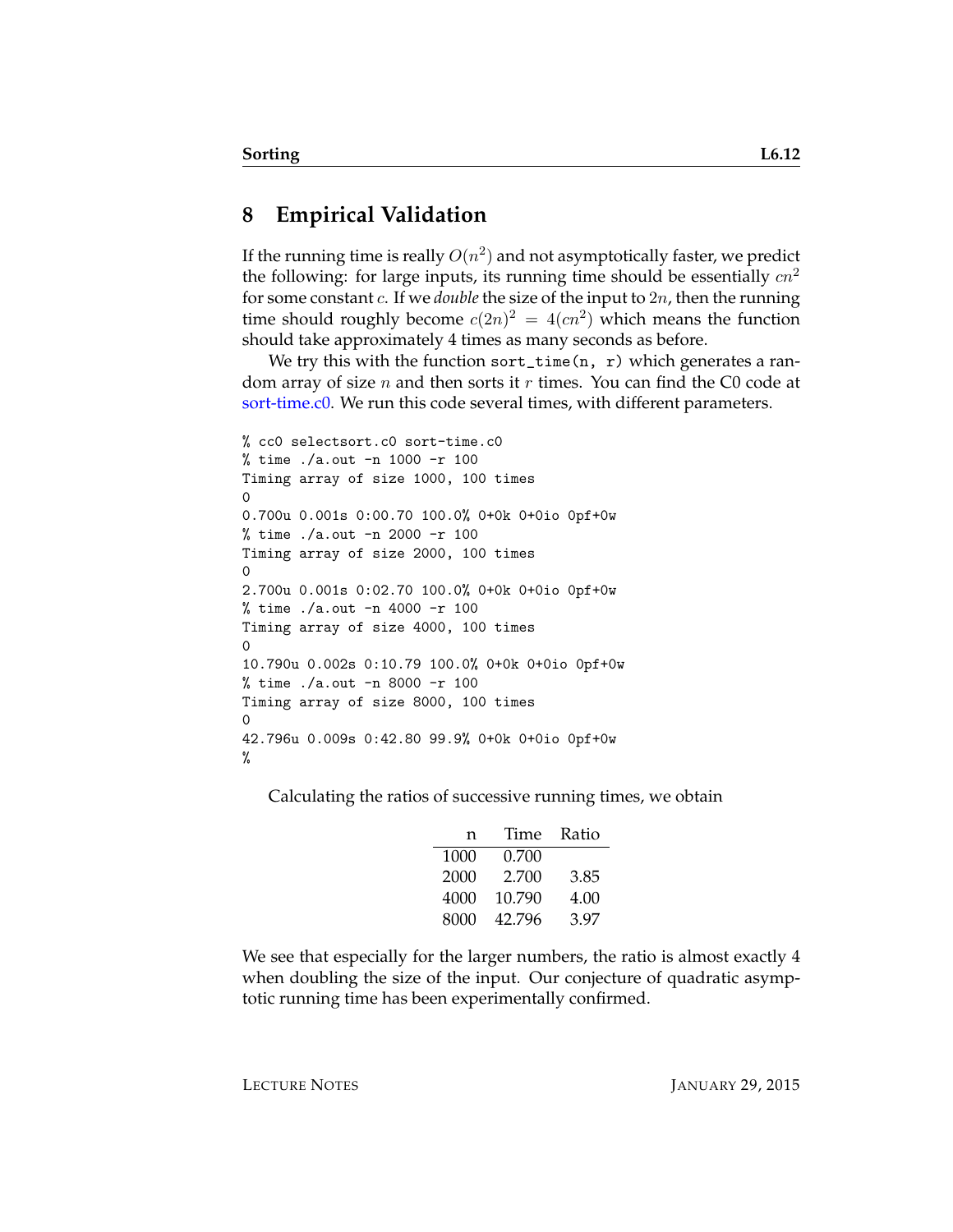## 8 Empirical Validation

If the running time is really $O(n^2)$ and not asymptotically faster, we predict the following: for large inputs, its running time should be essentially $cn^2$ for some constant $c$. If we *double* the size of the input to $2n$, then the running time should roughly become $c(2n)^2 = 4(cn^2)$ which means the function should take approximately 4 times as many seconds as before.

We try this with the function `sort_time(n, r)` which generates a random array of size $n$ and then sorts it $r$ times. You can find the C0 code at sort-time.c0. We run this code several times, with different parameters.

```
% cc0 selectsort.c0 sort-time.c0
% time ./a.out -n 1000 -r 100
Timing array of size 1000, 100 times
0
0.700u 0.001s 0:00.70 100.0% 0+0k 0+0io 0pf+0w
% time ./a.out -n 2000 -r 100
Timing array of size 2000, 100 times
0
2.700u 0.001s 0:02.70 100.0% 0+0k 0+0io 0pf+0w
% time ./a.out -n 4000 -r 100
Timing array of size 4000, 100 times
0
10.790u 0.002s 0:10.79 100.0% 0+0k 0+0io 0pf+0w
% time ./a.out -n 8000 -r 100
Timing array of size 8000, 100 times
0
42.796u 0.009s 0:42.80 99.9% 0+0k 0+0io 0pf+0w
%
```

Calculating the ratios of successive running times, we obtain

| n | Time | Ratio |
|---|---|---|
| 1000 | 0.700 | |
| 2000 | 2.700 | 3.85 |
| 4000 | 10.790 | 4.00 |
| 8000 | 42.796 | 3.97 |

We see that especially for the larger numbers, the ratio is almost exactly 4 when doubling the size of the input. Our conjecture of quadratic asymptotic running time has been experimentally confirmed.